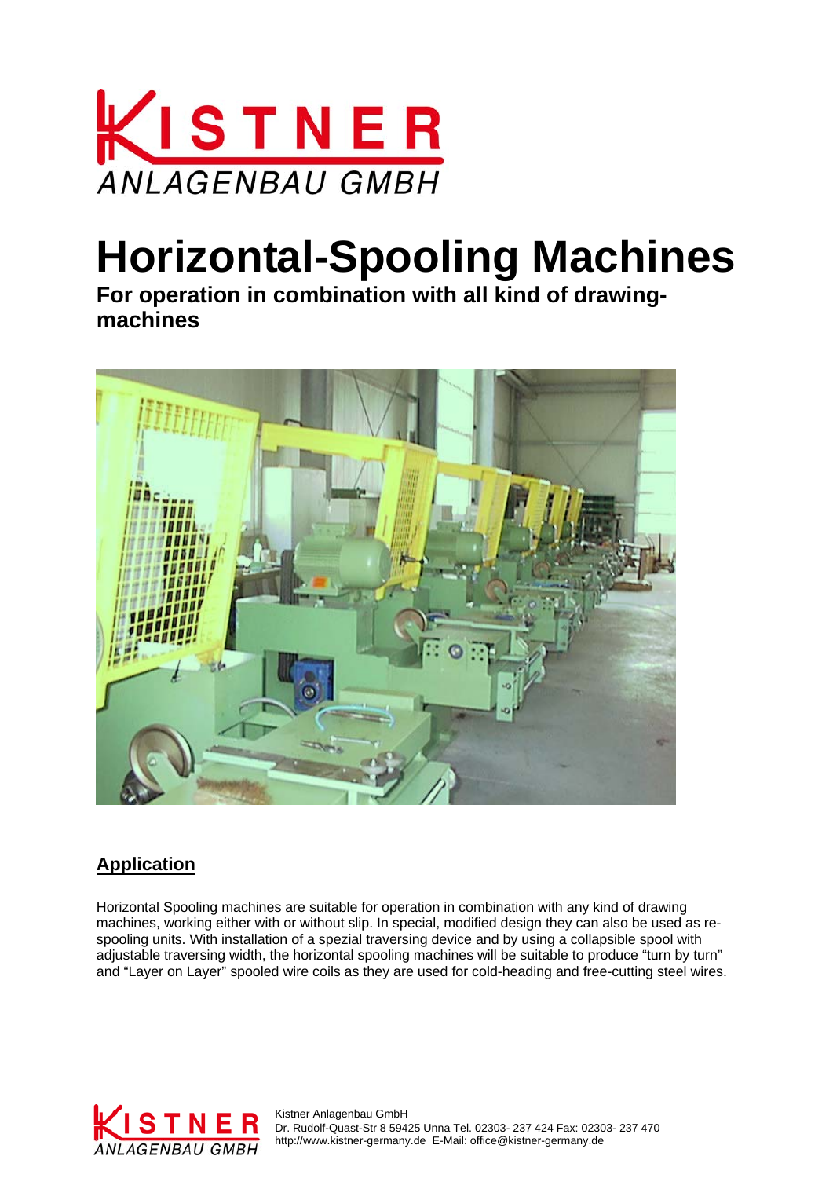# Horizontal-Spooling Machines

**For operation in combination with all kind of drawing-machines**

## Application

Horizontal Spooling machines are suitable for operation in combination with any kind of drawing machines, working either with or without slip. In special, modified design they can also be used as re-spooling units. With installation of a spezial traversing device and by using a collapsible spool with adjustable traversing width, the horizontal spooling machines will be suitable to produce “turn by turn” and “Layer on Layer” spooled wire coils as they are used for cold-heading and free-cutting steel wires.

Kistner Anlagenbau GmbH
Dr. Rudolf-Quast-Str 8 59425 Unna Tel. 02303- 237 424 Fax: 02303- 237 470
http://www.kistner-germany.de E-Mail: office@kistner-germany.de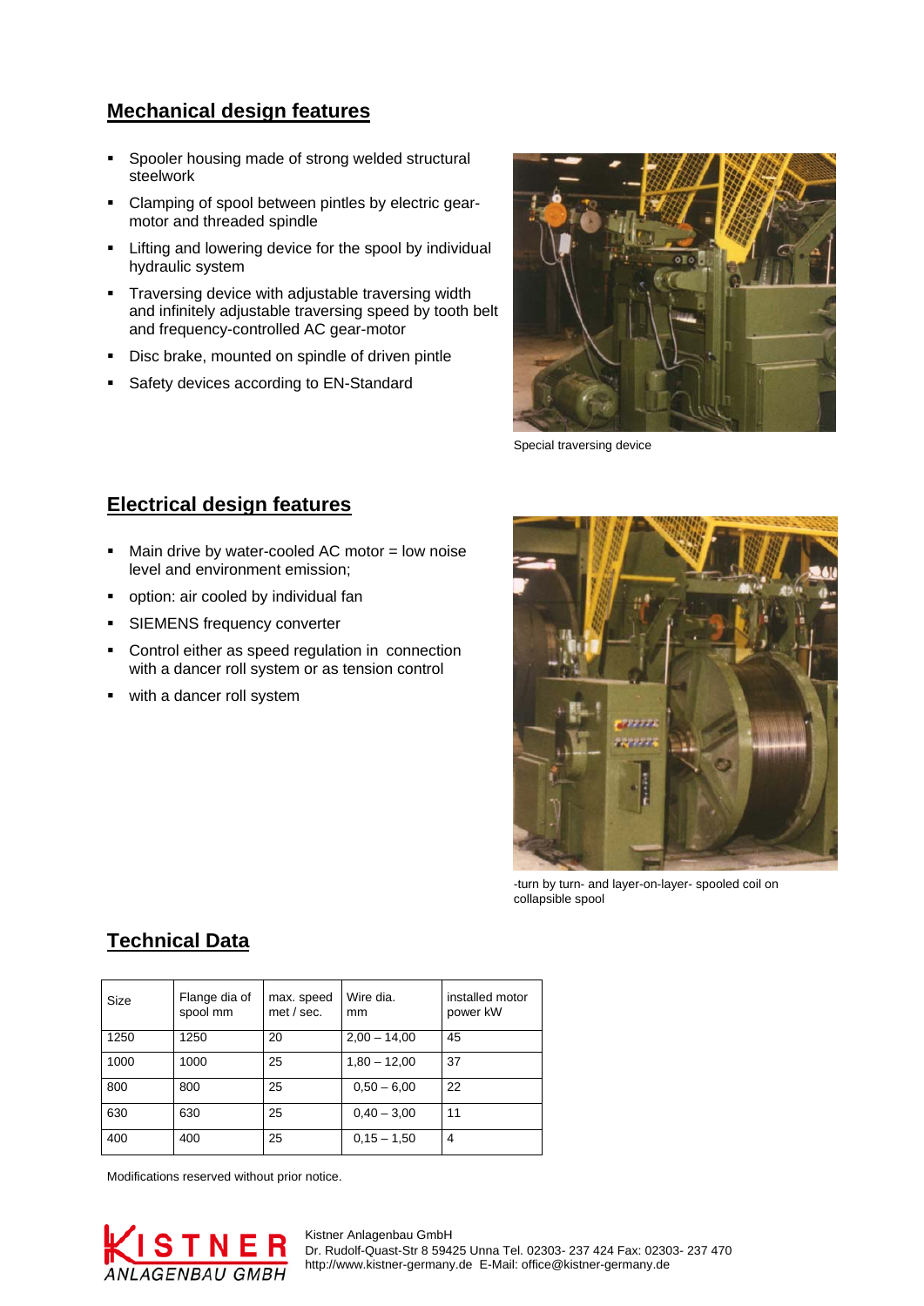## Mechanical design features

- Spooler housing made of strong welded structural steelwork
- Clamping of spool between pintles by electric gear-motor and threaded spindle
- Lifting and lowering device for the spool by individual hydraulic system
- Traversing device with adjustable traversing width and infinitely adjustable traversing speed by tooth belt and frequency-controlled AC gear-motor
- Disc brake, mounted on spindle of driven pintle
- Safety devices according to EN-Standard

Special traversing device

## Electrical design features

- Main drive by water-cooled AC motor = low noise level and environment emission;
- option: air cooled by individual fan
- SIEMENS frequency converter
- Control either as speed regulation in connection with a dancer roll system or as tension control
- with a dancer roll system

-turn by turn- and layer-on-layer- spooled coil on collapsible spool

## Technical Data

| Size | Flange dia of spool mm | max. speed met / sec. | Wire dia. mm | installed motor power kW |
|---|---|---|---|---|
| 1250 | 1250 | 20 | 2,00 – 14,00 | 45 |
| 1000 | 1000 | 25 | 1,80 – 12,00 | 37 |
| 800 | 800 | 25 | 0,50 – 6,00 | 22 |
| 630 | 630 | 25 | 0,40 – 3,00 | 11 |
| 400 | 400 | 25 | 0,15 – 1,50 | 4 |

Modifications reserved without prior notice.

KISTNER ANLAGENBAU GMBH

Kistner Anlagenbau GmbH
Dr. Rudolf-Quast-Str 8 59425 Unna Tel. 02303- 237 424 Fax: 02303- 237 470
http://www.kistner-germany.de E-Mail: office@kistner-germany.de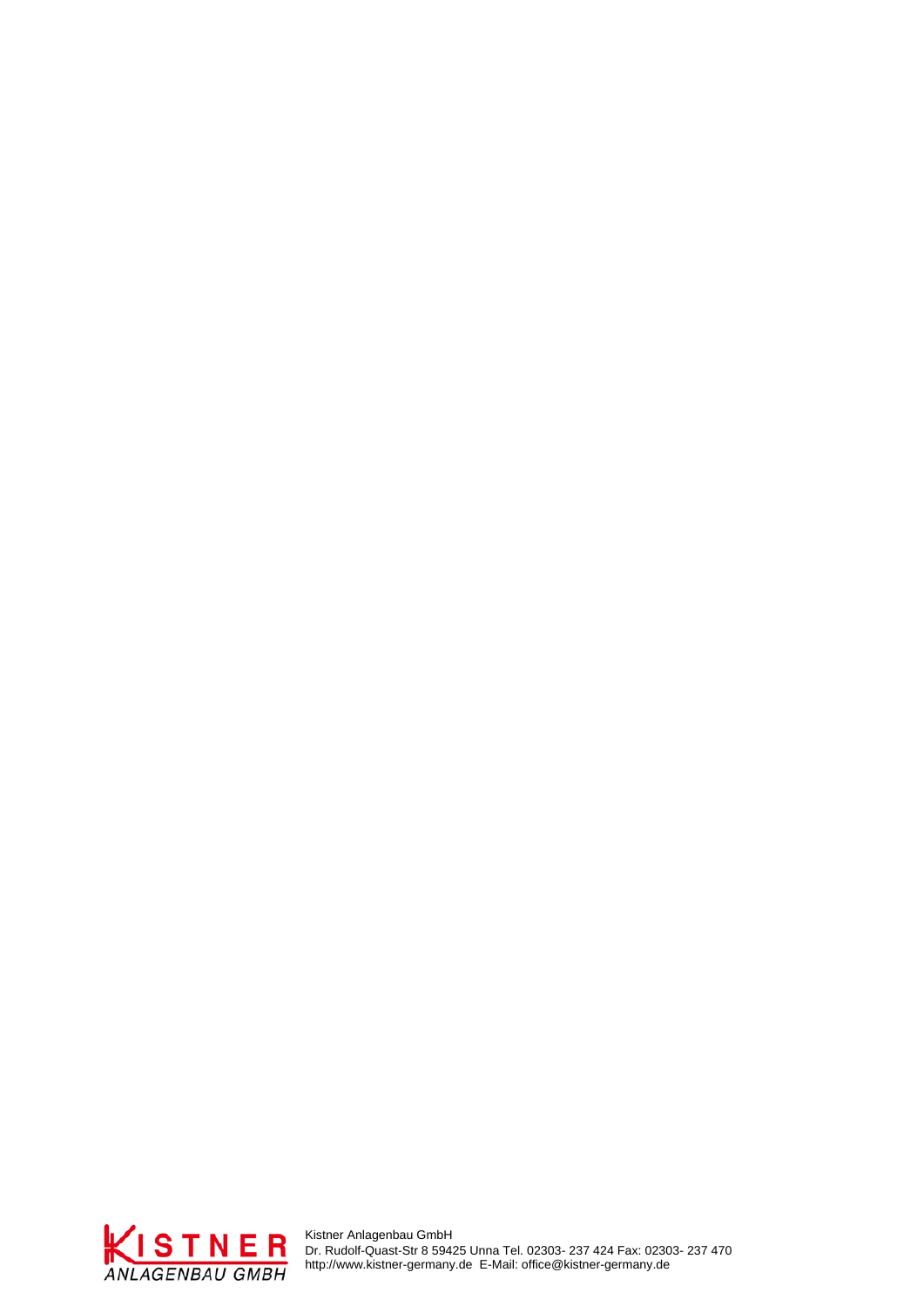KISTNER

ANLAGENBAU GMBH

Kistner Anlagenbau GmbH
Dr. Rudolf-Quast-Str 8 59425 Unna Tel. 02303- 237 424 Fax: 02303- 237 470
http://www.kistner-germany.de E-Mail: office@kistner-germany.de